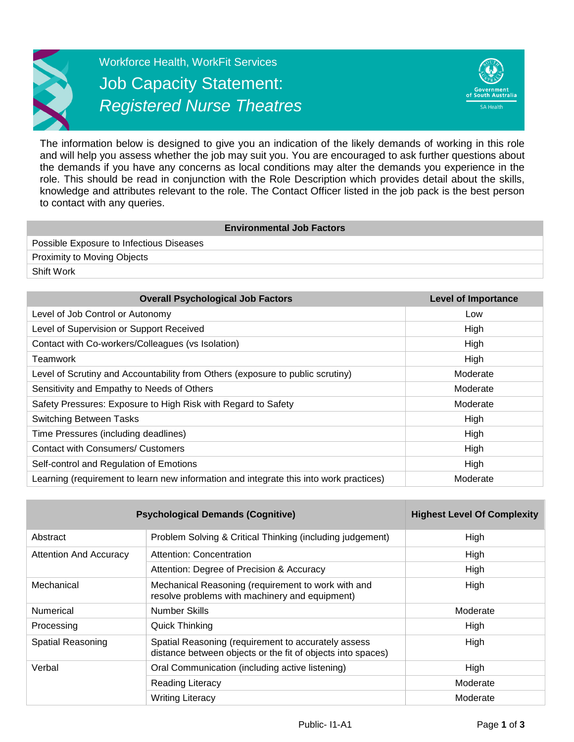Workforce Health, WorkFit Services

# Job Capacity Statement: *Registered Nurse Theatres*

Government of South Australia
SA Health

The information below is designed to give you an indication of the likely demands of working in this role and will help you assess whether the job may suit you. You are encouraged to ask further questions about the demands if you have any concerns as local conditions may alter the demands you experience in the role. This should be read in conjunction with the Role Description which provides detail about the skills, knowledge and attributes relevant to the role. The Contact Officer listed in the job pack is the best person to contact with any queries.

| Environmental Job Factors |
|---|
| Possible Exposure to Infectious Diseases |
| Proximity to Moving Objects |
| Shift Work |

| Overall Psychological Job Factors | Level of Importance |
|---|---|
| Level of Job Control or Autonomy | Low |
| Level of Supervision or Support Received | High |
| Contact with Co-workers/Colleagues (vs Isolation) | High |
| Teamwork | High |
| Level of Scrutiny and Accountability from Others (exposure to public scrutiny) | Moderate |
| Sensitivity and Empathy to Needs of Others | Moderate |
| Safety Pressures: Exposure to High Risk with Regard to Safety | Moderate |
| Switching Between Tasks | High |
| Time Pressures (including deadlines) | High |
| Contact with Consumers/ Customers | High |
| Self-control and Regulation of Emotions | High |
| Learning (requirement to learn new information and integrate this into work practices) | Moderate |

| Psychological Demands (Cognitive) | | Highest Level Of Complexity |
|---|---|---|
| Abstract | Problem Solving & Critical Thinking (including judgement) | High |
| Attention And Accuracy | Attention: Concentration | High |
| | Attention: Degree of Precision & Accuracy | High |
| Mechanical | Mechanical Reasoning (requirement to work with and resolve problems with machinery and equipment) | High |
| Numerical | Number Skills | Moderate |
| Processing | Quick Thinking | High |
| Spatial Reasoning | Spatial Reasoning (requirement to accurately assess distance between objects or the fit of objects into spaces) | High |
| Verbal | Oral Communication (including active listening) | High |
| | Reading Literacy | Moderate |
| | Writing Literacy | Moderate |

Public- I1-A1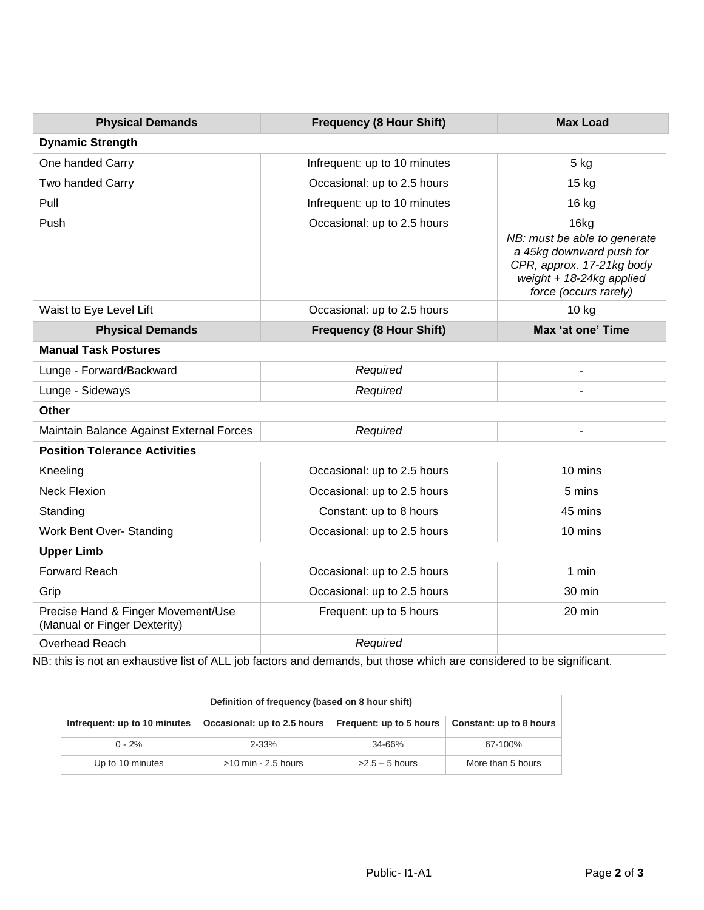| Physical Demands | Frequency (8 Hour Shift) | Max Load |
|---|---|---|
| **Dynamic Strength** | | |
| One handed Carry | Infrequent: up to 10 minutes | 5 kg |
| Two handed Carry | Occasional: up to 2.5 hours | 15 kg |
| Pull | Infrequent: up to 10 minutes | 16 kg |
| Push | Occasional: up to 2.5 hours | 16kg *NB: must be able to generate a 45kg downward push for CPR, approx. 17-21kg body weight + 18-24kg applied force (occurs rarely)* |
| Waist to Eye Level Lift | Occasional: up to 2.5 hours | 10 kg |
| **Physical Demands** | **Frequency (8 Hour Shift)** | **Max 'at one' Time** |
| **Manual Task Postures** | | |
| Lunge - Forward/Backward | *Required* | - |
| Lunge - Sideways | *Required* | - |
| **Other** | | |
| Maintain Balance Against External Forces | *Required* | - |
| **Position Tolerance Activities** | | |
| Kneeling | Occasional: up to 2.5 hours | 10 mins |
| Neck Flexion | Occasional: up to 2.5 hours | 5 mins |
| Standing | Constant: up to 8 hours | 45 mins |
| Work Bent Over- Standing | Occasional: up to 2.5 hours | 10 mins |
| **Upper Limb** | | |
| Forward Reach | Occasional: up to 2.5 hours | 1 min |
| Grip | Occasional: up to 2.5 hours | 30 min |
| Precise Hand & Finger Movement/Use (Manual or Finger Dexterity) | Frequent: up to 5 hours | 20 min |
| Overhead Reach | *Required* | |

NB: this is not an exhaustive list of ALL job factors and demands, but those which are considered to be significant.

| Definition of frequency (based on 8 hour shift) | | | |
|---|---|---|---|
| **Infrequent: up to 10 minutes** | **Occasional: up to 2.5 hours** | **Frequent: up to 5 hours** | **Constant: up to 8 hours** |
| 0 - 2% | 2-33% | 34-66% | 67-100% |
| Up to 10 minutes | >10 min - 2.5 hours | >2.5 – 5 hours | More than 5 hours |

Public- I1-A1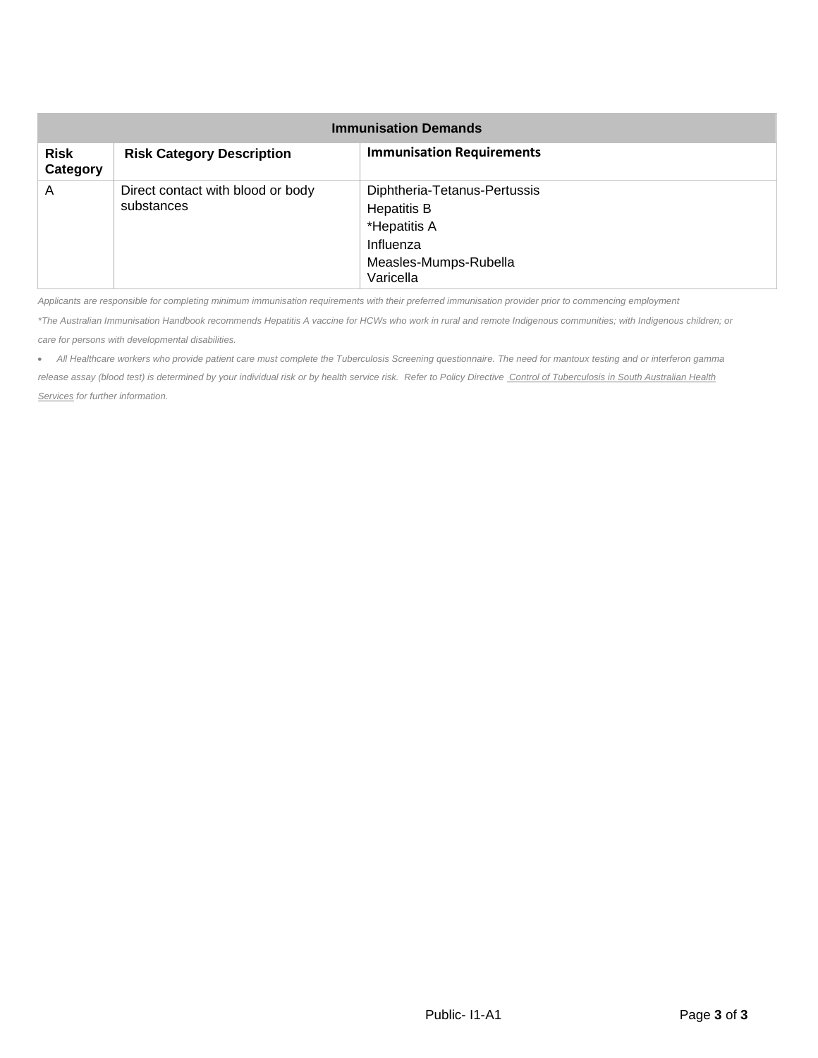| Immunisation Demands | | |
|---|---|---|
| **Risk Category** | **Risk Category Description** | **Immunisation Requirements** |
| A | Direct contact with blood or body substances | Diphtheria-Tetanus-Pertussis<br>Hepatitis B<br>*Hepatitis A<br>Influenza<br>Measles-Mumps-Rubella<br>Varicella |

*Applicants are responsible for completing minimum immunisation requirements with their preferred immunisation provider prior to commencing employment*

*\*The Australian Immunisation Handbook recommends Hepatitis A vaccine for HCWs who work in rural and remote Indigenous communities; with Indigenous children; or care for persons with developmental disabilities.*

- *All Healthcare workers who provide patient care must complete the Tuberculosis Screening questionnaire. The need for mantoux testing and or interferon gamma release assay (blood test) is determined by your individual risk or by health service risk. Refer to Policy Directive Control of Tuberculosis in South Australian Health Services for further information.*